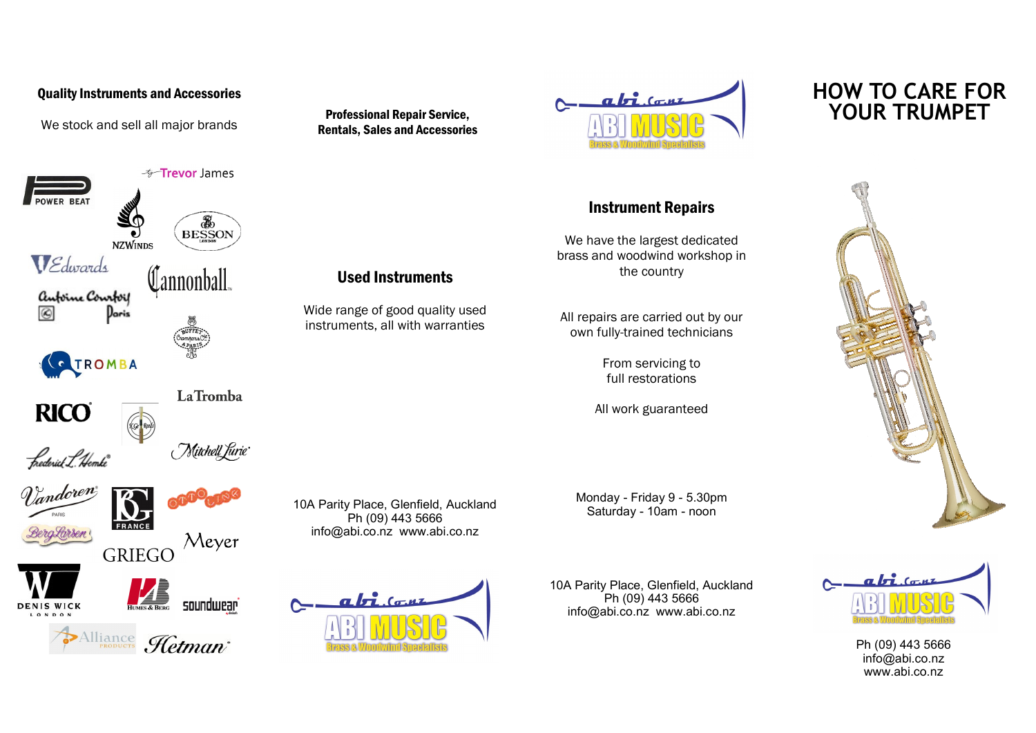## Quality Instruments and Accessories

We stock and sell all major brands

Trevor James

POWER BEAT

NZWINDS

BESSON

Edwards

Cannonball

Antoine Courtois Paris

BUFFET Crampon & Cie A PARIS

TROMBA

LaTromba

RICO

Frederick L. Hemke

Mitchell Lurie

Vandoren PARIS

BG FRANCE

OTTO LINK

Berg Larsen

GRIEGO

Meyer

DENIS WICK LONDON

HUMES & BERG

soundwear

Alliance PRODUCTS

Hetman

**Professional Repair Service, Rentals, Sales and Accessories**

## Used Instruments

Wide range of good quality used instruments, all with warranties

10A Parity Place, Glenfield, Auckland
Ph (09) 443 5666
info@abi.co.nz www.abi.co.nz

abi.co.nz ABI MUSIC Brass & Woodwind Specialists

abi.co.nz ABI MUSIC Brass & Woodwind Specialists

## Instrument Repairs

We have the largest dedicated brass and woodwind workshop in the country

All repairs are carried out by our own fully-trained technicians

From servicing to full restorations

All work guaranteed

Monday - Friday 9 - 5.30pm
Saturday - 10am - noon

10A Parity Place, Glenfield, Auckland
Ph (09) 443 5666
info@abi.co.nz www.abi.co.nz

# HOW TO CARE FOR YOUR TRUMPET

abi.co.nz ABI MUSIC Brass & Woodwind Specialists

Ph (09) 443 5666
info@abi.co.nz
www.abi.co.nz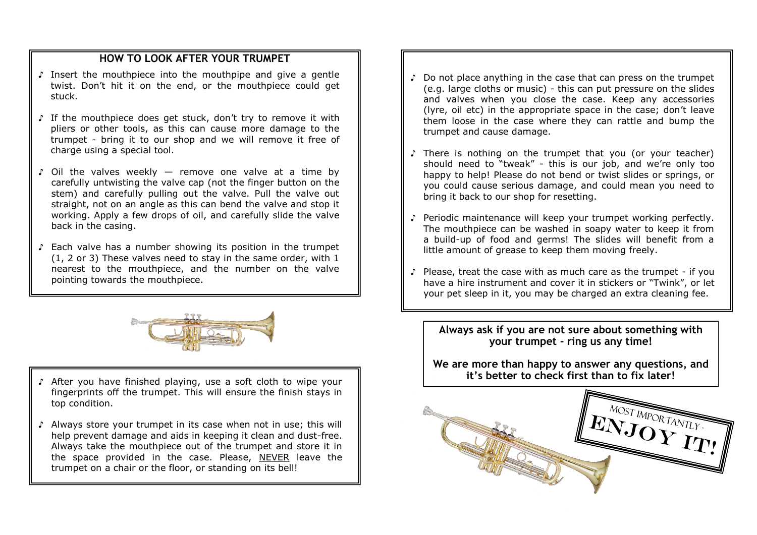## HOW TO LOOK AFTER YOUR TRUMPET

- Insert the mouthpiece into the mouthpipe and give a gentle twist. Don't hit it on the end, or the mouthpiece could get stuck.
- If the mouthpiece does get stuck, don't try to remove it with pliers or other tools, as this can cause more damage to the trumpet - bring it to our shop and we will remove it free of charge using a special tool.
- Oil the valves weekly — remove one valve at a time by carefully untwisting the valve cap (not the finger button on the stem) and carefully pulling out the valve. Pull the valve out straight, not on an angle as this can bend the valve and stop it working. Apply a few drops of oil, and carefully slide the valve back in the casing.
- Each valve has a number showing its position in the trumpet (1, 2 or 3) These valves need to stay in the same order, with 1 nearest to the mouthpiece, and the number on the valve pointing towards the mouthpiece.

- After you have finished playing, use a soft cloth to wipe your fingerprints off the trumpet. This will ensure the finish stays in top condition.
- Always store your trumpet in its case when not in use; this will help prevent damage and aids in keeping it clean and dust-free. Always take the mouthpiece out of the trumpet and store it in the space provided in the case. Please, NEVER leave the trumpet on a chair or the floor, or standing on its bell!

- Do not place anything in the case that can press on the trumpet (e.g. large cloths or music) - this can put pressure on the slides and valves when you close the case. Keep any accessories (lyre, oil etc) in the appropriate space in the case; don't leave them loose in the case where they can rattle and bump the trumpet and cause damage.
- There is nothing on the trumpet that you (or your teacher) should need to "tweak" - this is our job, and we're only too happy to help! Please do not bend or twist slides or springs, or you could cause serious damage, and could mean you need to bring it back to our shop for resetting.
- Periodic maintenance will keep your trumpet working perfectly. The mouthpiece can be washed in soapy water to keep it from a build-up of food and germs! The slides will benefit from a little amount of grease to keep them moving freely.
- Please, treat the case with as much care as the trumpet - if you have a hire instrument and cover it in stickers or "Twink", or let your pet sleep in it, you may be charged an extra cleaning fee.

**Always ask if you are not sure about something with your trumpet - ring us any time!**

**We are more than happy to answer any questions, and it's better to check first than to fix later!**

MOST IMPORTANTLY - ENJOY IT!